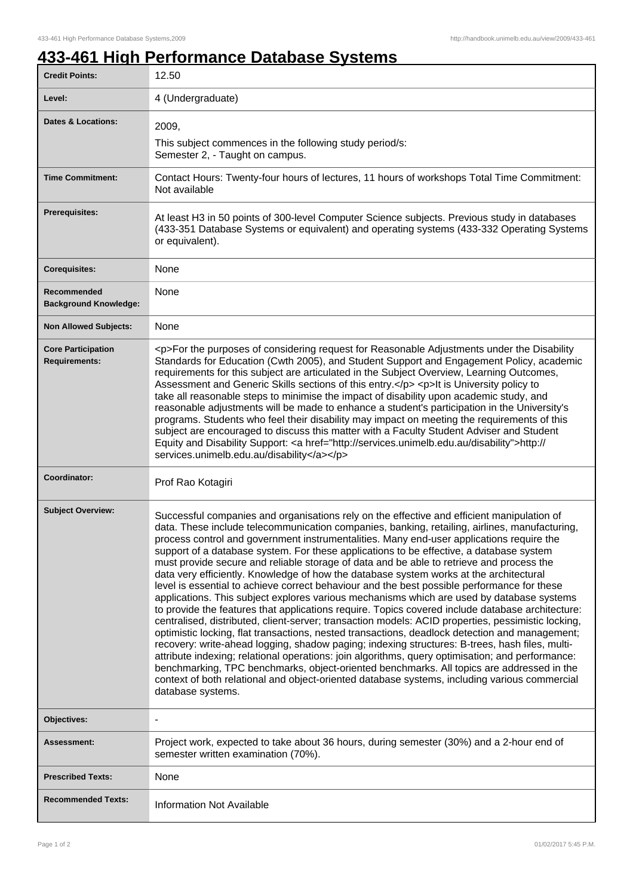# 433-461 High Performance Database Systems

| | |
|---|---|
| **Credit Points:** | 12.50 |
| **Level:** | 4 (Undergraduate) |
| **Dates & Locations:** | 2009,<br>This subject commences in the following study period/s:<br>Semester 2, - Taught on campus. |
| **Time Commitment:** | Contact Hours: Twenty-four hours of lectures, 11 hours of workshops Total Time Commitment: Not available |
| **Prerequisites:** | At least H3 in 50 points of 300-level Computer Science subjects. Previous study in databases (433-351 Database Systems or equivalent) and operating systems (433-332 Operating Systems or equivalent). |
| **Corequisites:** | None |
| **Recommended Background Knowledge:** | None |
| **Non Allowed Subjects:** | None |
| **Core Participation Requirements:** | <p>For the purposes of considering request for Reasonable Adjustments under the Disability Standards for Education (Cwth 2005), and Student Support and Engagement Policy, academic requirements for this subject are articulated in the Subject Overview, Learning Outcomes, Assessment and Generic Skills sections of this entry.</p> <p>It is University policy to take all reasonable steps to minimise the impact of disability upon academic study, and reasonable adjustments will be made to enhance a student's participation in the University's programs. Students who feel their disability may impact on meeting the requirements of this subject are encouraged to discuss this matter with a Faculty Student Adviser and Student Equity and Disability Support: <a href="http://services.unimelb.edu.au/disability">http://services.unimelb.edu.au/disability</a></p> |
| **Coordinator:** | Prof Rao Kotagiri |
| **Subject Overview:** | Successful companies and organisations rely on the effective and efficient manipulation of data. These include telecommunication companies, banking, retailing, airlines, manufacturing, process control and government instrumentalities. Many end-user applications require the support of a database system. For these applications to be effective, a database system must provide secure and reliable storage of data and be able to retrieve and process the data very efficiently. Knowledge of how the database system works at the architectural level is essential to achieve correct behaviour and the best possible performance for these applications. This subject explores various mechanisms which are used by database systems to provide the features that applications require. Topics covered include database architecture: centralised, distributed, client-server; transaction models: ACID properties, pessimistic locking, optimistic locking, flat transactions, nested transactions, deadlock detection and management; recovery: write-ahead logging, shadow paging; indexing structures: B-trees, hash files, multi-attribute indexing; relational operations: join algorithms, query optimisation; and performance: benchmarking, TPC benchmarks, object-oriented benchmarks. All topics are addressed in the context of both relational and object-oriented database systems, including various commercial database systems. |
| **Objectives:** | - |
| **Assessment:** | Project work, expected to take about 36 hours, during semester (30%) and a 2-hour end of semester written examination (70%). |
| **Prescribed Texts:** | None |
| **Recommended Texts:** | Information Not Available |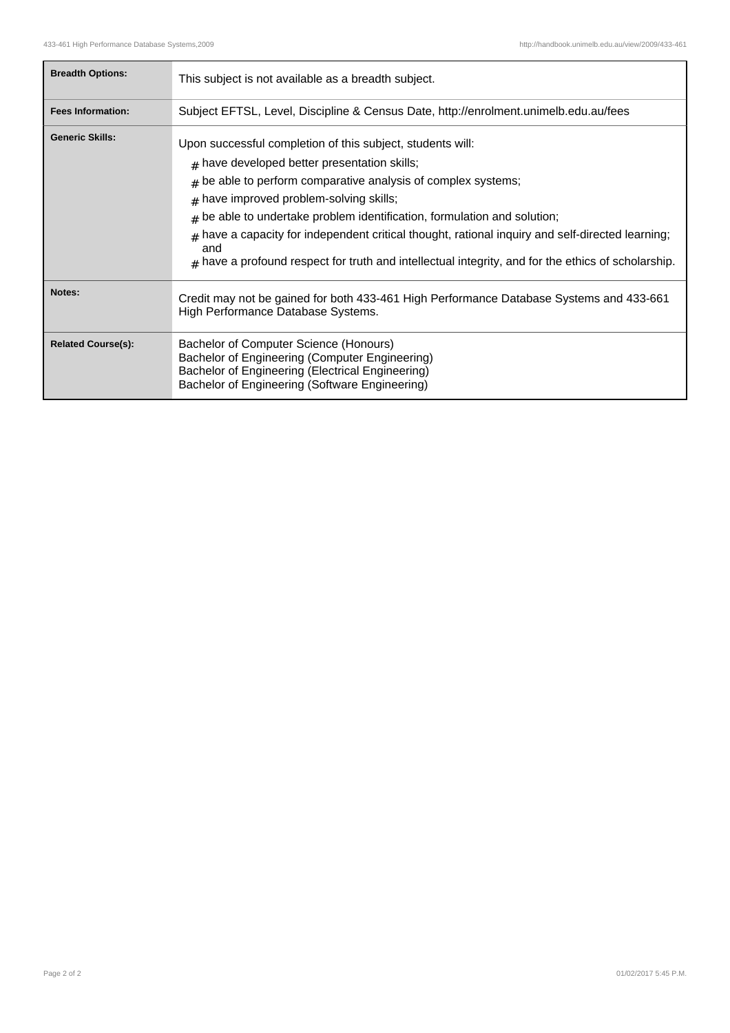| | |
|---|---|
| **Breadth Options:** | This subject is not available as a breadth subject. |
| **Fees Information:** | Subject EFTSL, Level, Discipline & Census Date, http://enrolment.unimelb.edu.au/fees |
| **Generic Skills:** | Upon successful completion of this subject, students will:<br># have developed better presentation skills;<br># be able to perform comparative analysis of complex systems;<br># have improved problem-solving skills;<br># be able to undertake problem identification, formulation and solution;<br># have a capacity for independent critical thought, rational inquiry and self-directed learning; and<br># have a profound respect for truth and intellectual integrity, and for the ethics of scholarship. |
| **Notes:** | Credit may not be gained for both 433-461 High Performance Database Systems and 433-661 High Performance Database Systems. |
| **Related Course(s):** | Bachelor of Computer Science (Honours)<br>Bachelor of Engineering (Computer Engineering)<br>Bachelor of Engineering (Electrical Engineering)<br>Bachelor of Engineering (Software Engineering) |